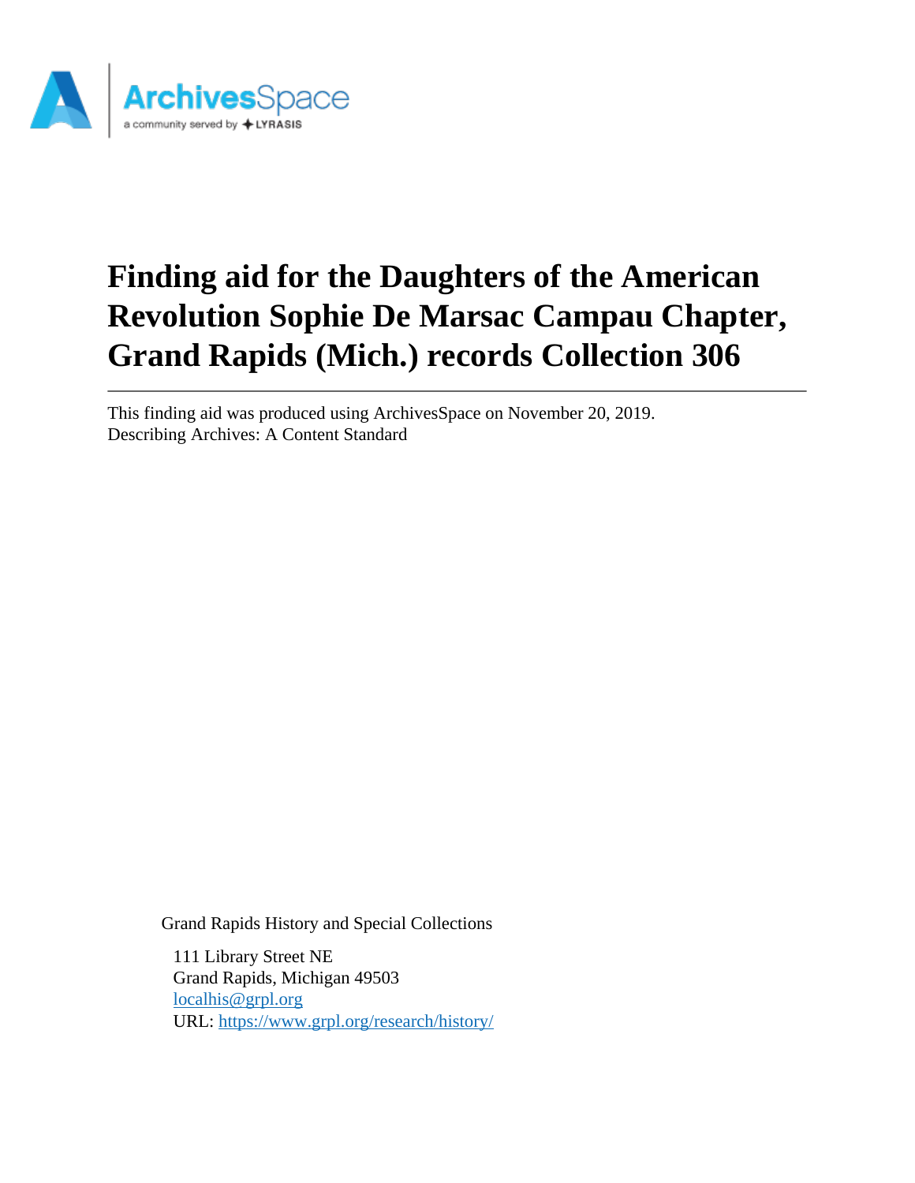# Finding aid for the Daughters of the American Revolution Sophie De Marsac Campau Chapter, Grand Rapids (Mich.) records Collection 306

This finding aid was produced using ArchivesSpace on November 20, 2019.
Describing Archives: A Content Standard

Grand Rapids History and Special Collections

111 Library Street NE
Grand Rapids, Michigan 49503
localhis@grpl.org
URL: https://www.grpl.org/research/history/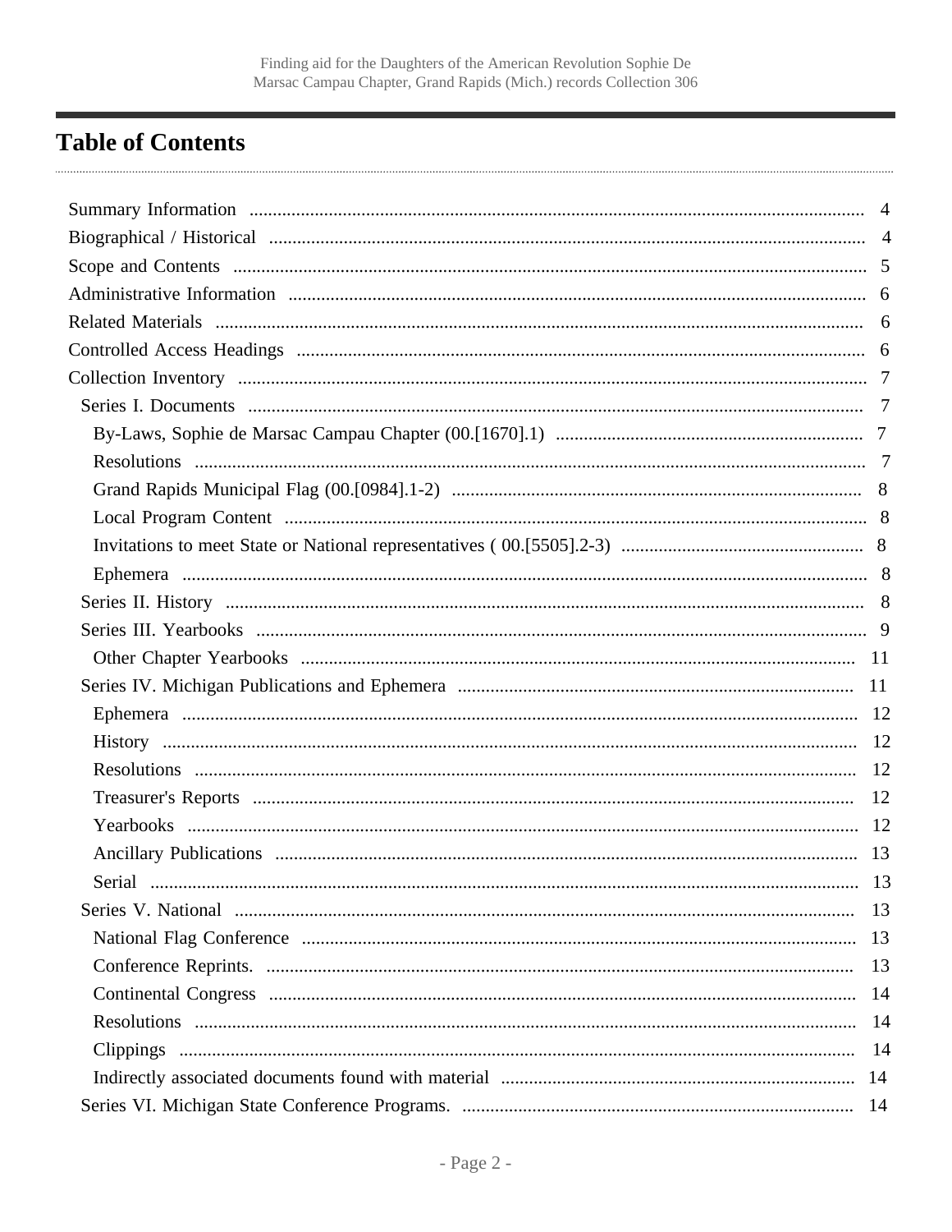# Table of Contents

- Summary Information ... 4
- Biographical / Historical ... 4
- Scope and Contents ... 5
- Administrative Information ... 6
- Related Materials ... 6
- Controlled Access Headings ... 6
- Collection Inventory ... 7
  - Series I. Documents ... 7
    - By-Laws, Sophie de Marsac Campau Chapter (00.[1670].1) ... 7
    - Resolutions ... 7
    - Grand Rapids Municipal Flag (00.[0984].1-2) ... 8
    - Local Program Content ... 8
    - Invitations to meet State or National representatives ( 00.[5505].2-3) ... 8
    - Ephemera ... 8
  - Series II. History ... 8
  - Series III. Yearbooks ... 9
    - Other Chapter Yearbooks ... 11
  - Series IV. Michigan Publications and Ephemera ... 11
    - Ephemera ... 12
    - History ... 12
    - Resolutions ... 12
    - Treasurer's Reports ... 12
    - Yearbooks ... 12
    - Ancillary Publications ... 13
    - Serial ... 13
  - Series V. National ... 13
    - National Flag Conference ... 13
    - Conference Reprints. ... 13
    - Continental Congress ... 14
    - Resolutions ... 14
    - Clippings ... 14
    - Indirectly associated documents found with material ... 14
  - Series VI. Michigan State Conference Programs. ... 14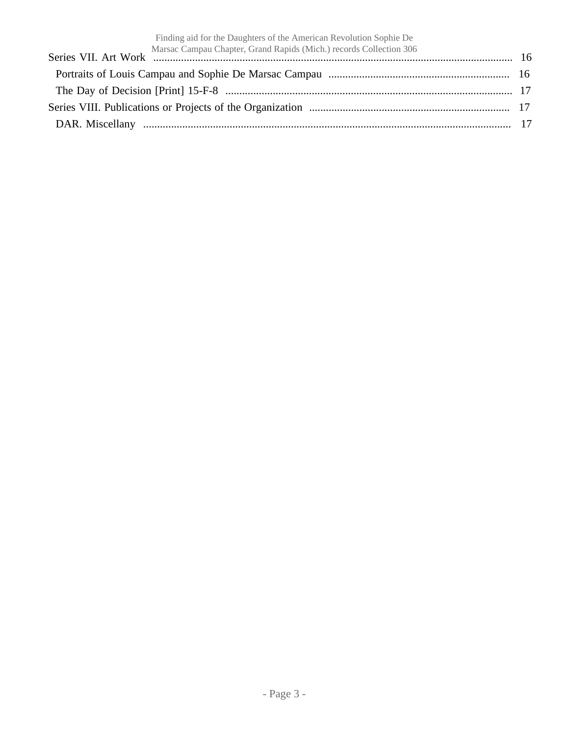Series VII. Art Work ........................................................................................................................ 16

Portraits of Louis Campau and Sophie De Marsac Campau ................................................................ 16

The Day of Decision [Print] 15-F-8 ...................................................................................................... 17

Series VIII. Publications or Projects of the Organization ....................................................................... 17

DAR. Miscellany .................................................................................................................................. 17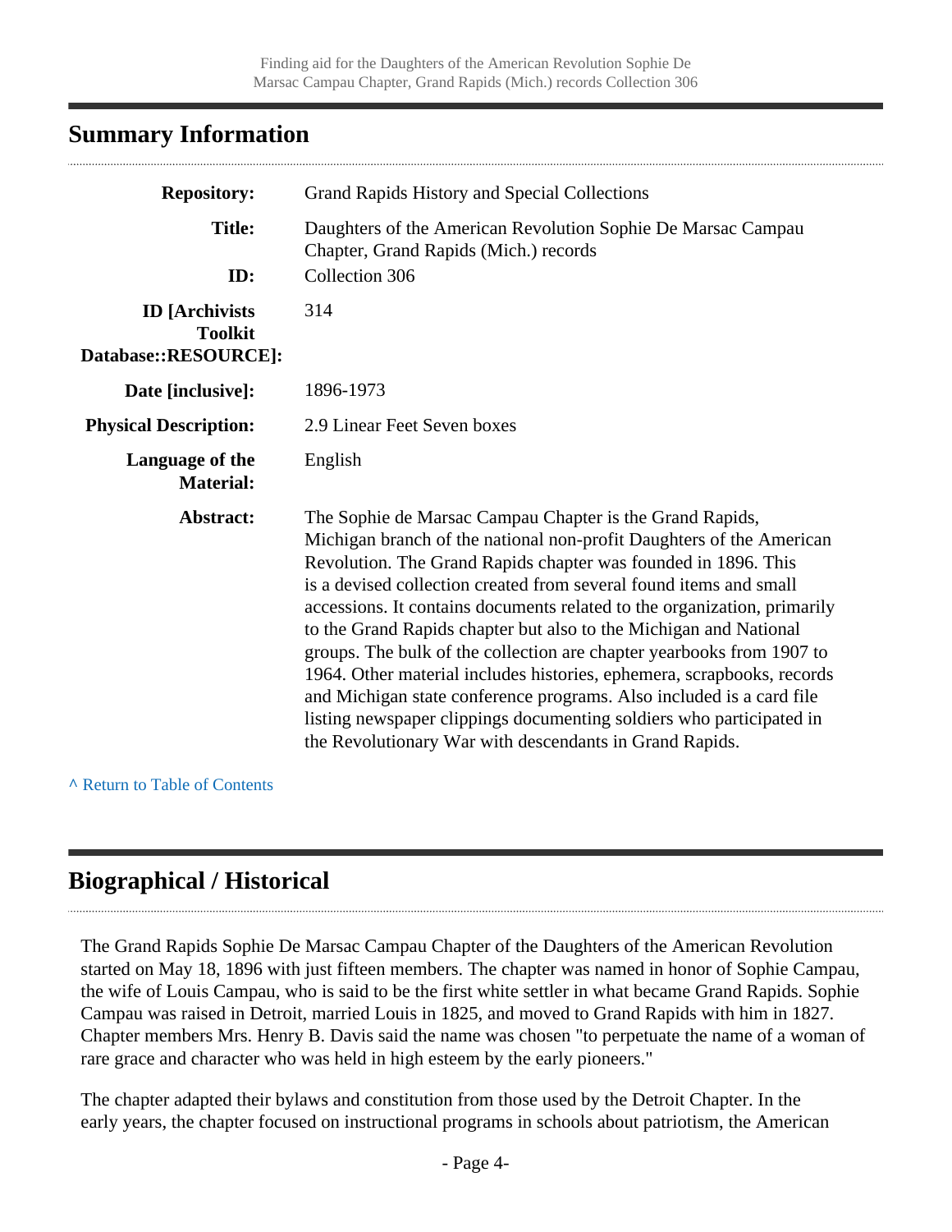## Summary Information

**Repository:** Grand Rapids History and Special Collections

**Title:** Daughters of the American Revolution Sophie De Marsac Campau Chapter, Grand Rapids (Mich.) records

**ID:** Collection 306

**ID [Archivists Toolkit Database::RESOURCE]:** 314

**Date [inclusive]:** 1896-1973

**Physical Description:** 2.9 Linear Feet Seven boxes

**Language of the Material:** English

**Abstract:** The Sophie de Marsac Campau Chapter is the Grand Rapids, Michigan branch of the national non-profit Daughters of the American Revolution. The Grand Rapids chapter was founded in 1896. This is a devised collection created from several found items and small accessions. It contains documents related to the organization, primarily to the Grand Rapids chapter but also to the Michigan and National groups. The bulk of the collection are chapter yearbooks from 1907 to 1964. Other material includes histories, ephemera, scrapbooks, records and Michigan state conference programs. Also included is a card file listing newspaper clippings documenting soldiers who participated in the Revolutionary War with descendants in Grand Rapids.

^ Return to Table of Contents

## Biographical / Historical

The Grand Rapids Sophie De Marsac Campau Chapter of the Daughters of the American Revolution started on May 18, 1896 with just fifteen members. The chapter was named in honor of Sophie Campau, the wife of Louis Campau, who is said to be the first white settler in what became Grand Rapids. Sophie Campau was raised in Detroit, married Louis in 1825, and moved to Grand Rapids with him in 1827. Chapter members Mrs. Henry B. Davis said the name was chosen "to perpetuate the name of a woman of rare grace and character who was held in high esteem by the early pioneers."

The chapter adapted their bylaws and constitution from those used by the Detroit Chapter. In the early years, the chapter focused on instructional programs in schools about patriotism, the American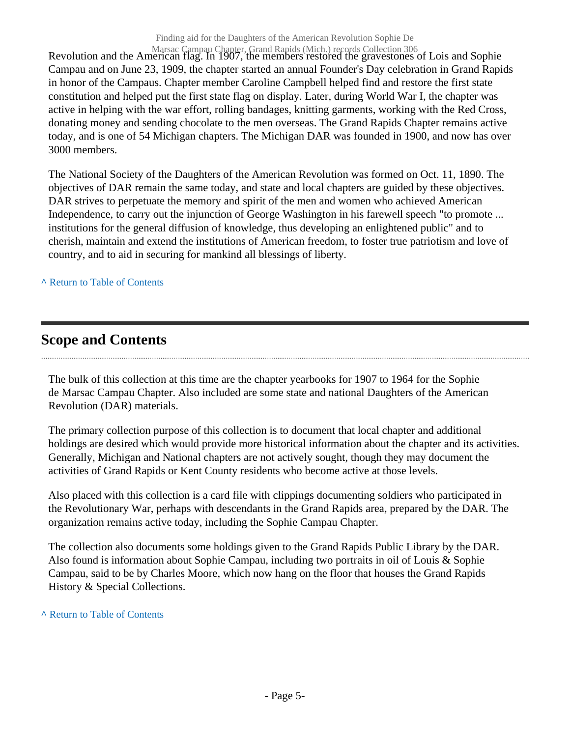Revolution and the American flag. In 1907, the members restored the gravestones of Lois and Sophie Campau and on June 23, 1909, the chapter started an annual Founder's Day celebration in Grand Rapids in honor of the Campaus. Chapter member Caroline Campbell helped find and restore the first state constitution and helped put the first state flag on display. Later, during World War I, the chapter was active in helping with the war effort, rolling bandages, knitting garments, working with the Red Cross, donating money and sending chocolate to the men overseas. The Grand Rapids Chapter remains active today, and is one of 54 Michigan chapters. The Michigan DAR was founded in 1900, and now has over 3000 members.

The National Society of the Daughters of the American Revolution was formed on Oct. 11, 1890. The objectives of DAR remain the same today, and state and local chapters are guided by these objectives. DAR strives to perpetuate the memory and spirit of the men and women who achieved American Independence, to carry out the injunction of George Washington in his farewell speech "to promote ... institutions for the general diffusion of knowledge, thus developing an enlightened public" and to cherish, maintain and extend the institutions of American freedom, to foster true patriotism and love of country, and to aid in securing for mankind all blessings of liberty.

^ Return to Table of Contents

## Scope and Contents

The bulk of this collection at this time are the chapter yearbooks for 1907 to 1964 for the Sophie de Marsac Campau Chapter. Also included are some state and national Daughters of the American Revolution (DAR) materials.

The primary collection purpose of this collection is to document that local chapter and additional holdings are desired which would provide more historical information about the chapter and its activities. Generally, Michigan and National chapters are not actively sought, though they may document the activities of Grand Rapids or Kent County residents who become active at those levels.

Also placed with this collection is a card file with clippings documenting soldiers who participated in the Revolutionary War, perhaps with descendants in the Grand Rapids area, prepared by the DAR. The organization remains active today, including the Sophie Campau Chapter.

The collection also documents some holdings given to the Grand Rapids Public Library by the DAR. Also found is information about Sophie Campau, including two portraits in oil of Louis & Sophie Campau, said to be by Charles Moore, which now hang on the floor that houses the Grand Rapids History & Special Collections.

^ Return to Table of Contents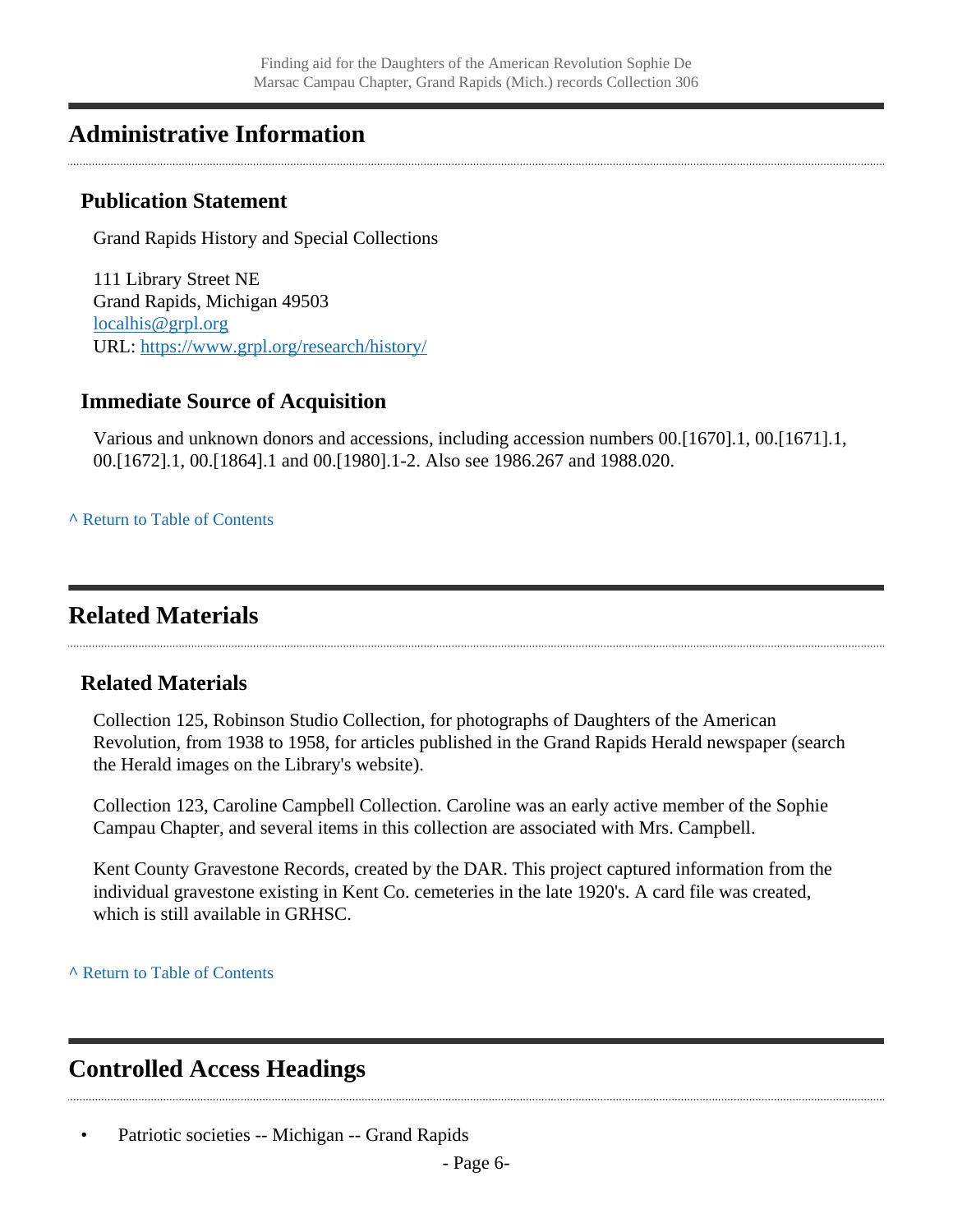## Administrative Information

### Publication Statement

Grand Rapids History and Special Collections

111 Library Street NE
Grand Rapids, Michigan 49503
localhis@grpl.org
URL: https://www.grpl.org/research/history/

### Immediate Source of Acquisition

Various and unknown donors and accessions, including accession numbers 00.[1670].1, 00.[1671].1, 00.[1672].1, 00.[1864].1 and 00.[1980].1-2. Also see 1986.267 and 1988.020.

^ Return to Table of Contents

## Related Materials

### Related Materials

Collection 125, Robinson Studio Collection, for photographs of Daughters of the American Revolution, from 1938 to 1958, for articles published in the Grand Rapids Herald newspaper (search the Herald images on the Library's website).

Collection 123, Caroline Campbell Collection. Caroline was an early active member of the Sophie Campau Chapter, and several items in this collection are associated with Mrs. Campbell.

Kent County Gravestone Records, created by the DAR. This project captured information from the individual gravestone existing in Kent Co. cemeteries in the late 1920's. A card file was created, which is still available in GRHSC.

^ Return to Table of Contents

## Controlled Access Headings

- Patriotic societies -- Michigan -- Grand Rapids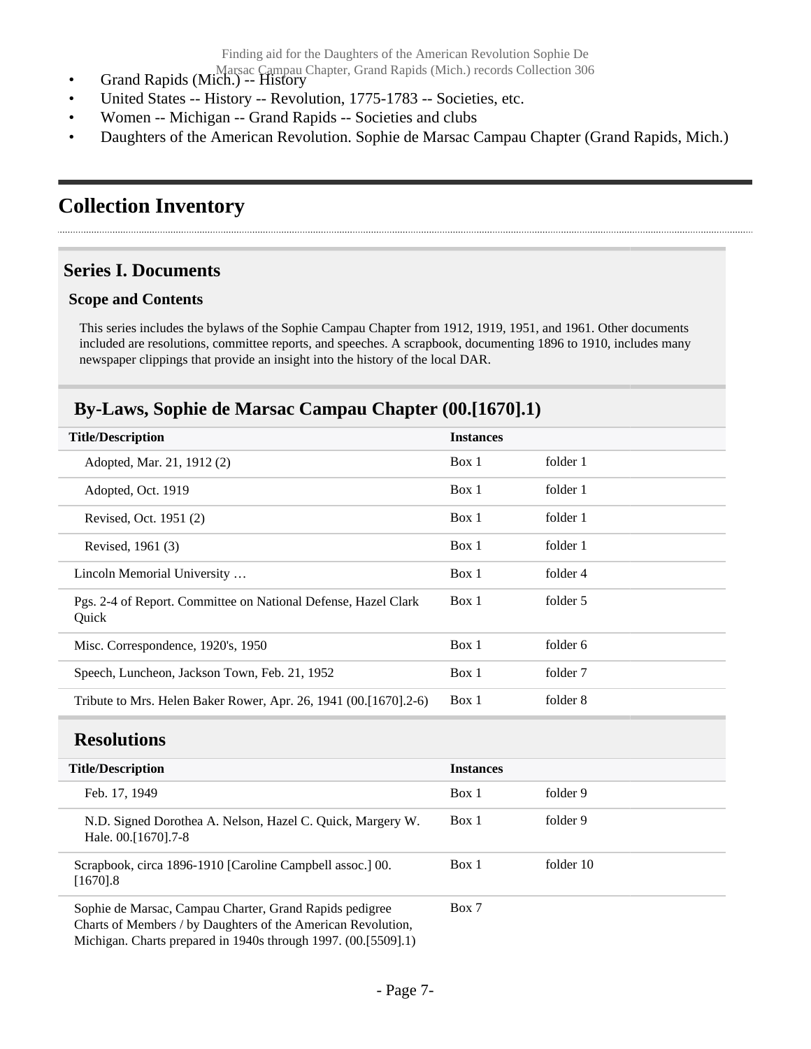- Grand Rapids (Mich.) -- History
- United States -- History -- Revolution, 1775-1783 -- Societies, etc.
- Women -- Michigan -- Grand Rapids -- Societies and clubs
- Daughters of the American Revolution. Sophie de Marsac Campau Chapter (Grand Rapids, Mich.)

## Collection Inventory

### Series I. Documents

#### Scope and Contents

This series includes the bylaws of the Sophie Campau Chapter from 1912, 1919, 1951, and 1961. Other documents included are resolutions, committee reports, and speeches. A scrapbook, documenting 1896 to 1910, includes many newspaper clippings that provide an insight into the history of the local DAR.

### By-Laws, Sophie de Marsac Campau Chapter (00.[1670].1)

| Title/Description | Instances | |
|---|---|---|
| Adopted, Mar. 21, 1912 (2) | Box 1 | folder 1 |
| Adopted, Oct. 1919 | Box 1 | folder 1 |
| Revised, Oct. 1951 (2) | Box 1 | folder 1 |
| Revised, 1961 (3) | Box 1 | folder 1 |
| Lincoln Memorial University … | Box 1 | folder 4 |
| Pgs. 2-4 of Report. Committee on National Defense, Hazel Clark Quick | Box 1 | folder 5 |
| Misc. Correspondence, 1920's, 1950 | Box 1 | folder 6 |
| Speech, Luncheon, Jackson Town, Feb. 21, 1952 | Box 1 | folder 7 |
| Tribute to Mrs. Helen Baker Rower, Apr. 26, 1941 (00.[1670].2-6) | Box 1 | folder 8 |

### Resolutions

| Title/Description | Instances | |
|---|---|---|
| Feb. 17, 1949 | Box 1 | folder 9 |
| N.D. Signed Dorothea A. Nelson, Hazel C. Quick, Margery W. Hale. 00.[1670].7-8 | Box 1 | folder 9 |
| Scrapbook, circa 1896-1910 [Caroline Campbell assoc.] 00.[1670].8 | Box 1 | folder 10 |
| Sophie de Marsac, Campau Charter, Grand Rapids pedigree Charts of Members / by Daughters of the American Revolution, Michigan. Charts prepared in 1940s through 1997. (00.[5509].1) | Box 7 | |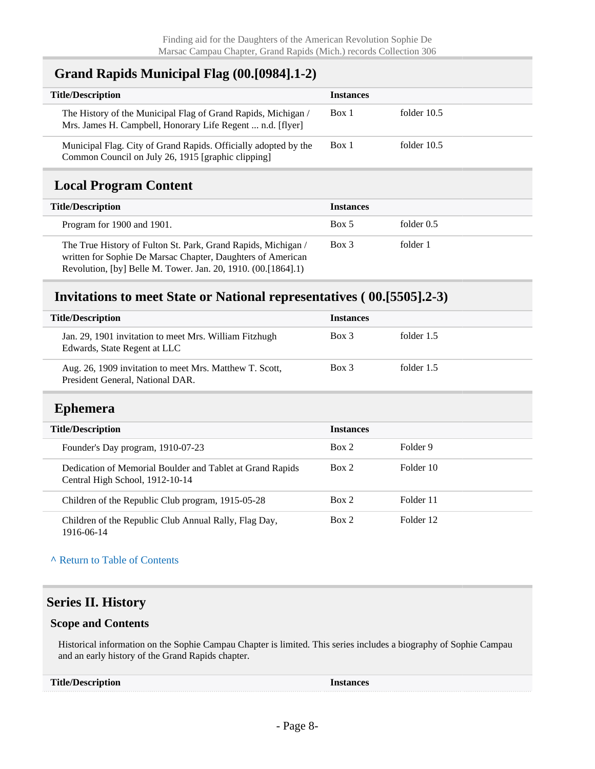## Grand Rapids Municipal Flag (00.[0984].1-2)

| Title/Description | Instances | |
|---|---|---|
| The History of the Municipal Flag of Grand Rapids, Michigan / Mrs. James H. Campbell, Honorary Life Regent ... n.d. [flyer] | Box 1 | folder 10.5 |
| Municipal Flag. City of Grand Rapids. Officially adopted by the Common Council on July 26, 1915 [graphic clipping] | Box 1 | folder 10.5 |

## Local Program Content

| Title/Description | Instances | |
|---|---|---|
| Program for 1900 and 1901. | Box 5 | folder 0.5 |
| The True History of Fulton St. Park, Grand Rapids, Michigan / written for Sophie De Marsac Chapter, Daughters of American Revolution, [by] Belle M. Tower. Jan. 20, 1910. (00.[1864].1) | Box 3 | folder 1 |

## Invitations to meet State or National representatives ( 00.[5505].2-3)

| Title/Description | Instances | |
|---|---|---|
| Jan. 29, 1901 invitation to meet Mrs. William Fitzhugh Edwards, State Regent at LLC | Box 3 | folder 1.5 |
| Aug. 26, 1909 invitation to meet Mrs. Matthew T. Scott, President General, National DAR. | Box 3 | folder 1.5 |

## Ephemera

| Title/Description | Instances | |
|---|---|---|
| Founder's Day program, 1910-07-23 | Box 2 | Folder 9 |
| Dedication of Memorial Boulder and Tablet at Grand Rapids Central High School, 1912-10-14 | Box 2 | Folder 10 |
| Children of the Republic Club program, 1915-05-28 | Box 2 | Folder 11 |
| Children of the Republic Club Annual Rally, Flag Day, 1916-06-14 | Box 2 | Folder 12 |

^ Return to Table of Contents

# Series II. History

### Scope and Contents

Historical information on the Sophie Campau Chapter is limited. This series includes a biography of Sophie Campau and an early history of the Grand Rapids chapter.

| Title/Description | Instances |
|---|---|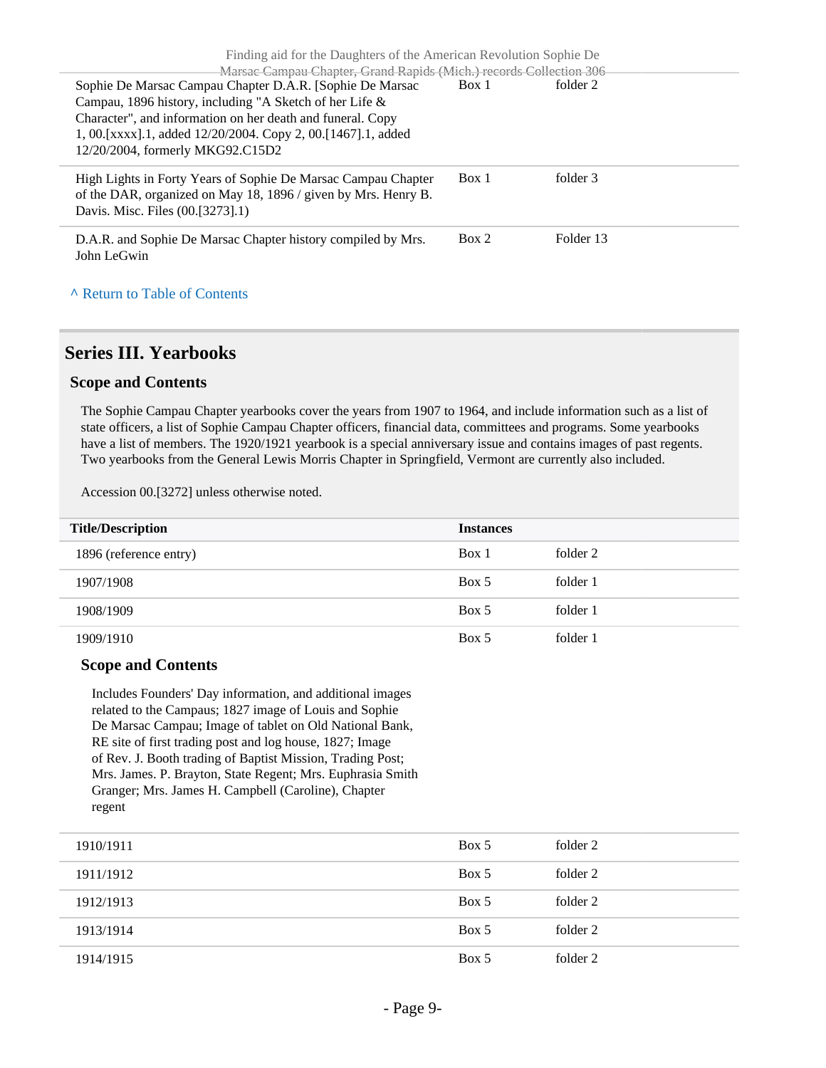| | | |
|---|---|---|
| Sophie De Marsac Campau Chapter D.A.R. [Sophie De Marsac Campau, 1896 history, including "A Sketch of her Life & Character", and information on her death and funeral. Copy 1, 00.[xxxx].1, added 12/20/2004. Copy 2, 00.[1467].1, added 12/20/2004, formerly MKG92.C15D2 | Box 1 | folder 2 |
| High Lights in Forty Years of Sophie De Marsac Campau Chapter of the DAR, organized on May 18, 1896 / given by Mrs. Henry B. Davis. Misc. Files (00.[3273].1) | Box 1 | folder 3 |
| D.A.R. and Sophie De Marsac Chapter history compiled by Mrs. John LeGwin | Box 2 | Folder 13 |

^ Return to Table of Contents

## Series III. Yearbooks

### Scope and Contents

The Sophie Campau Chapter yearbooks cover the years from 1907 to 1964, and include information such as a list of state officers, a list of Sophie Campau Chapter officers, financial data, committees and programs. Some yearbooks have a list of members. The 1920/1921 yearbook is a special anniversary issue and contains images of past regents. Two yearbooks from the General Lewis Morris Chapter in Springfield, Vermont are currently also included.

Accession 00.[3272] unless otherwise noted.

| Title/Description | Instances | |
|---|---|---|
| 1896 (reference entry) | Box 1 | folder 2 |
| 1907/1908 | Box 5 | folder 1 |
| 1908/1909 | Box 5 | folder 1 |
| 1909/1910 | Box 5 | folder 1 |

### Scope and Contents

Includes Founders' Day information, and additional images related to the Campaus; 1827 image of Louis and Sophie De Marsac Campau; Image of tablet on Old National Bank, RE site of first trading post and log house, 1827; Image of Rev. J. Booth trading of Baptist Mission, Trading Post; Mrs. James. P. Brayton, State Regent; Mrs. Euphrasia Smith Granger; Mrs. James H. Campbell (Caroline), Chapter regent

| | | |
|---|---|---|
| 1910/1911 | Box 5 | folder 2 |
| 1911/1912 | Box 5 | folder 2 |
| 1912/1913 | Box 5 | folder 2 |
| 1913/1914 | Box 5 | folder 2 |
| 1914/1915 | Box 5 | folder 2 |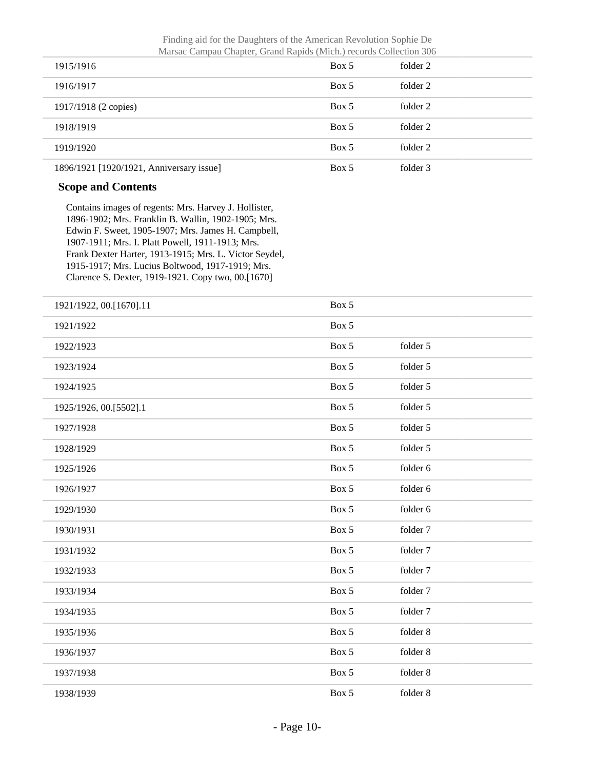| | | |
|---|---|---|
| 1915/1916 | Box 5 | folder 2 |
| 1916/1917 | Box 5 | folder 2 |
| 1917/1918 (2 copies) | Box 5 | folder 2 |
| 1918/1919 | Box 5 | folder 2 |
| 1919/1920 | Box 5 | folder 2 |
| 1896/1921 [1920/1921, Anniversary issue] | Box 5 | folder 3 |

**Scope and Contents**

Contains images of regents: Mrs. Harvey J. Hollister, 1896-1902; Mrs. Franklin B. Wallin, 1902-1905; Mrs. Edwin F. Sweet, 1905-1907; Mrs. James H. Campbell, 1907-1911; Mrs. I. Platt Powell, 1911-1913; Mrs. Frank Dexter Harter, 1913-1915; Mrs. L. Victor Seydel, 1915-1917; Mrs. Lucius Boltwood, 1917-1919; Mrs. Clarence S. Dexter, 1919-1921. Copy two, 00.[1670]

| | | |
|---|---|---|
| 1921/1922, 00.[1670].11 | Box 5 | |
| 1921/1922 | Box 5 | |
| 1922/1923 | Box 5 | folder 5 |
| 1923/1924 | Box 5 | folder 5 |
| 1924/1925 | Box 5 | folder 5 |
| 1925/1926, 00.[5502].1 | Box 5 | folder 5 |
| 1927/1928 | Box 5 | folder 5 |
| 1928/1929 | Box 5 | folder 5 |
| 1925/1926 | Box 5 | folder 6 |
| 1926/1927 | Box 5 | folder 6 |
| 1929/1930 | Box 5 | folder 6 |
| 1930/1931 | Box 5 | folder 7 |
| 1931/1932 | Box 5 | folder 7 |
| 1932/1933 | Box 5 | folder 7 |
| 1933/1934 | Box 5 | folder 7 |
| 1934/1935 | Box 5 | folder 7 |
| 1935/1936 | Box 5 | folder 8 |
| 1936/1937 | Box 5 | folder 8 |
| 1937/1938 | Box 5 | folder 8 |
| 1938/1939 | Box 5 | folder 8 |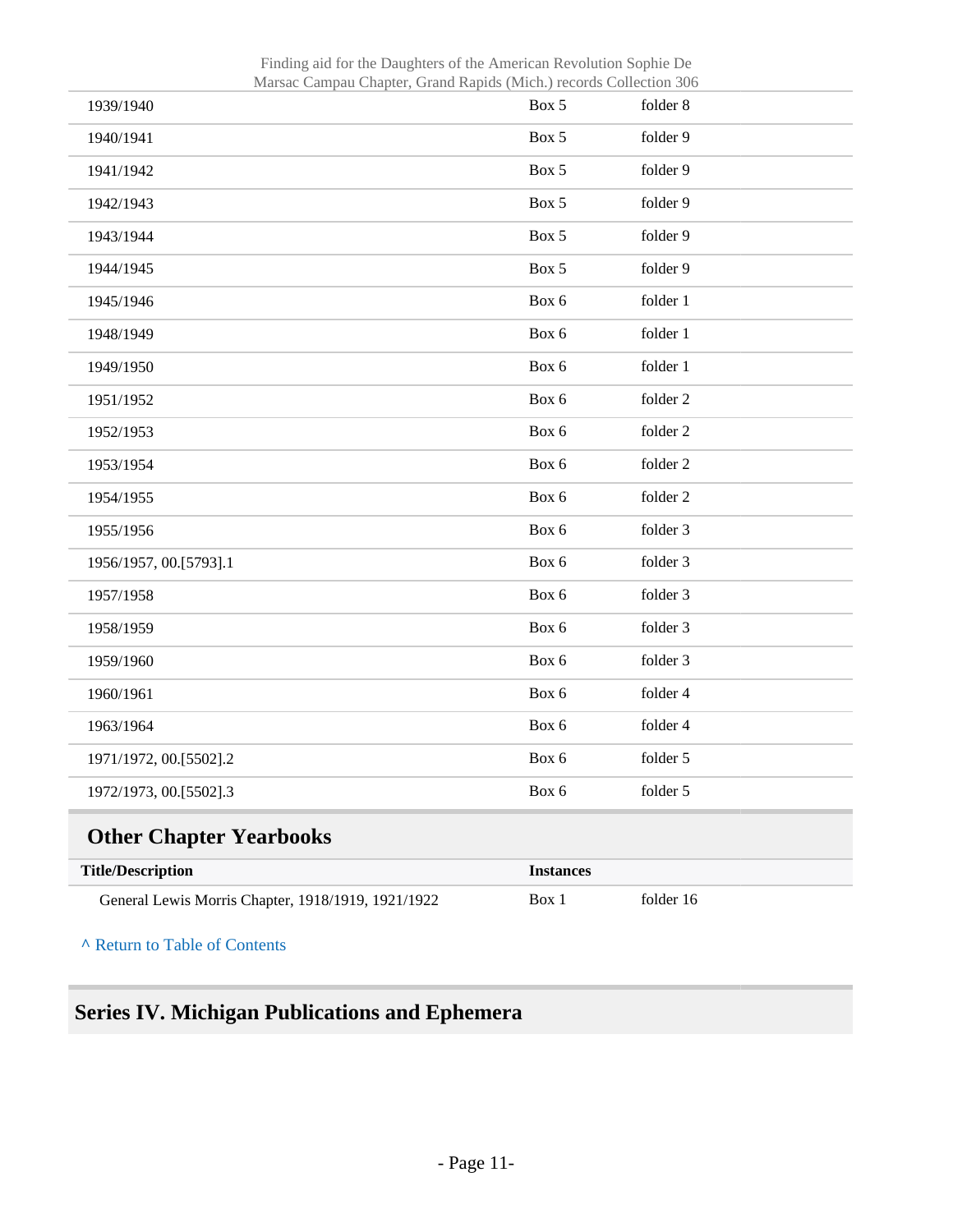| | | |
|---|---|---|
| 1939/1940 | Box 5 | folder 8 |
| 1940/1941 | Box 5 | folder 9 |
| 1941/1942 | Box 5 | folder 9 |
| 1942/1943 | Box 5 | folder 9 |
| 1943/1944 | Box 5 | folder 9 |
| 1944/1945 | Box 5 | folder 9 |
| 1945/1946 | Box 6 | folder 1 |
| 1948/1949 | Box 6 | folder 1 |
| 1949/1950 | Box 6 | folder 1 |
| 1951/1952 | Box 6 | folder 2 |
| 1952/1953 | Box 6 | folder 2 |
| 1953/1954 | Box 6 | folder 2 |
| 1954/1955 | Box 6 | folder 2 |
| 1955/1956 | Box 6 | folder 3 |
| 1956/1957, 00.[5793].1 | Box 6 | folder 3 |
| 1957/1958 | Box 6 | folder 3 |
| 1958/1959 | Box 6 | folder 3 |
| 1959/1960 | Box 6 | folder 3 |
| 1960/1961 | Box 6 | folder 4 |
| 1963/1964 | Box 6 | folder 4 |
| 1971/1972, 00.[5502].2 | Box 6 | folder 5 |
| 1972/1973, 00.[5502].3 | Box 6 | folder 5 |

### Other Chapter Yearbooks

| Title/Description | Instances | |
|---|---|---|
| General Lewis Morris Chapter, 1918/1919, 1921/1922 | Box 1 | folder 16 |

^ Return to Table of Contents

## Series IV. Michigan Publications and Ephemera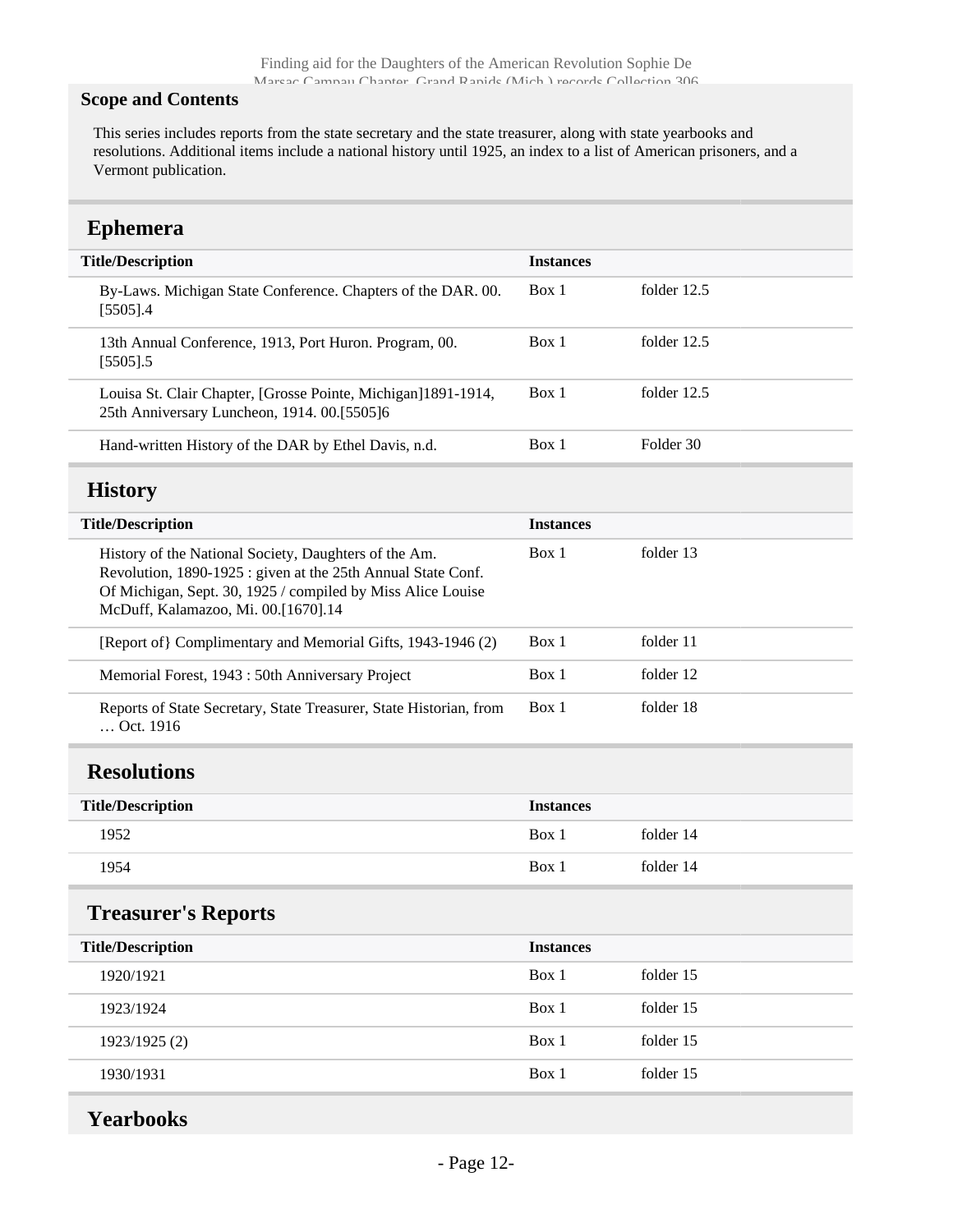**Scope and Contents**

This series includes reports from the state secretary and the state treasurer, along with state yearbooks and resolutions. Additional items include a national history until 1925, an index to a list of American prisoners, and a Vermont publication.

## Ephemera

| Title/Description | Instances | |
| --- | --- | --- |
| By-Laws. Michigan State Conference. Chapters of the DAR. 00. [5505].4 | Box 1 | folder 12.5 |
| 13th Annual Conference, 1913, Port Huron. Program, 00. [5505].5 | Box 1 | folder 12.5 |
| Louisa St. Clair Chapter, [Grosse Pointe, Michigan]1891-1914, 25th Anniversary Luncheon, 1914. 00.[5505]6 | Box 1 | folder 12.5 |
| Hand-written History of the DAR by Ethel Davis, n.d. | Box 1 | Folder 30 |

## History

| Title/Description | Instances | |
| --- | --- | --- |
| History of the National Society, Daughters of the Am. Revolution, 1890-1925 : given at the 25th Annual State Conf. Of Michigan, Sept. 30, 1925 / compiled by Miss Alice Louise McDuff, Kalamazoo, Mi. 00.[1670].14 | Box 1 | folder 13 |
| [Report of} Complimentary and Memorial Gifts, 1943-1946 (2) | Box 1 | folder 11 |
| Memorial Forest, 1943 : 50th Anniversary Project | Box 1 | folder 12 |
| Reports of State Secretary, State Treasurer, State Historian, from … Oct. 1916 | Box 1 | folder 18 |

## Resolutions

| Title/Description | Instances | |
| --- | --- | --- |
| 1952 | Box 1 | folder 14 |
| 1954 | Box 1 | folder 14 |

## Treasurer's Reports

| Title/Description | Instances | |
| --- | --- | --- |
| 1920/1921 | Box 1 | folder 15 |
| 1923/1924 | Box 1 | folder 15 |
| 1923/1925 (2) | Box 1 | folder 15 |
| 1930/1931 | Box 1 | folder 15 |

## Yearbooks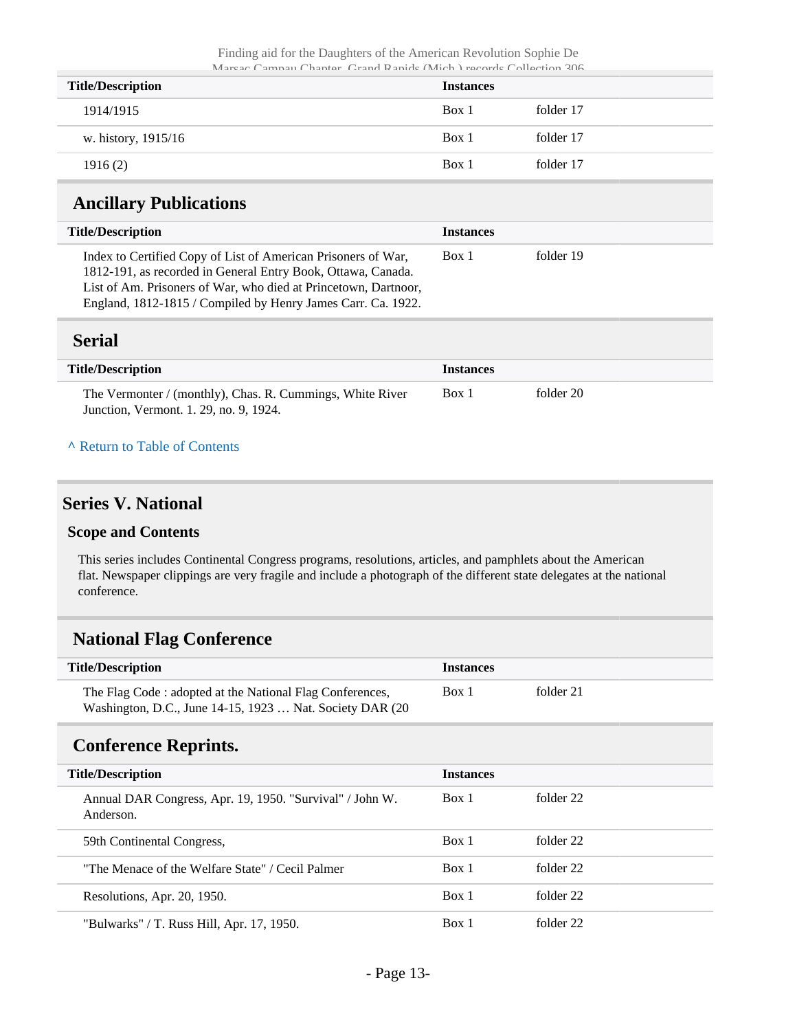| Title/Description | Instances | |
|---|---|---|
| 1914/1915 | Box 1 | folder 17 |
| w. history, 1915/16 | Box 1 | folder 17 |
| 1916 (2) | Box 1 | folder 17 |

## Ancillary Publications

| Title/Description | Instances | |
|---|---|---|
| Index to Certified Copy of List of American Prisoners of War, 1812-191, as recorded in General Entry Book, Ottawa, Canada. List of Am. Prisoners of War, who died at Princetown, Dartnoor, England, 1812-1815 / Compiled by Henry James Carr. Ca. 1922. | Box 1 | folder 19 |

## Serial

| Title/Description | Instances | |
|---|---|---|
| The Vermonter / (monthly), Chas. R. Cummings, White River Junction, Vermont. 1. 29, no. 9, 1924. | Box 1 | folder 20 |

^ Return to Table of Contents

# Series V. National

### Scope and Contents

This series includes Continental Congress programs, resolutions, articles, and pamphlets about the American flat. Newspaper clippings are very fragile and include a photograph of the different state delegates at the national conference.

## National Flag Conference

| Title/Description | Instances | |
|---|---|---|
| The Flag Code : adopted at the National Flag Conferences, Washington, D.C., June 14-15, 1923 … Nat. Society DAR (20 | Box 1 | folder 21 |

## Conference Reprints.

| Title/Description | Instances | |
|---|---|---|
| Annual DAR Congress, Apr. 19, 1950. "Survival" / John W. Anderson. | Box 1 | folder 22 |
| 59th Continental Congress, | Box 1 | folder 22 |
| "The Menace of the Welfare State" / Cecil Palmer | Box 1 | folder 22 |
| Resolutions, Apr. 20, 1950. | Box 1 | folder 22 |
| "Bulwarks" / T. Russ Hill, Apr. 17, 1950. | Box 1 | folder 22 |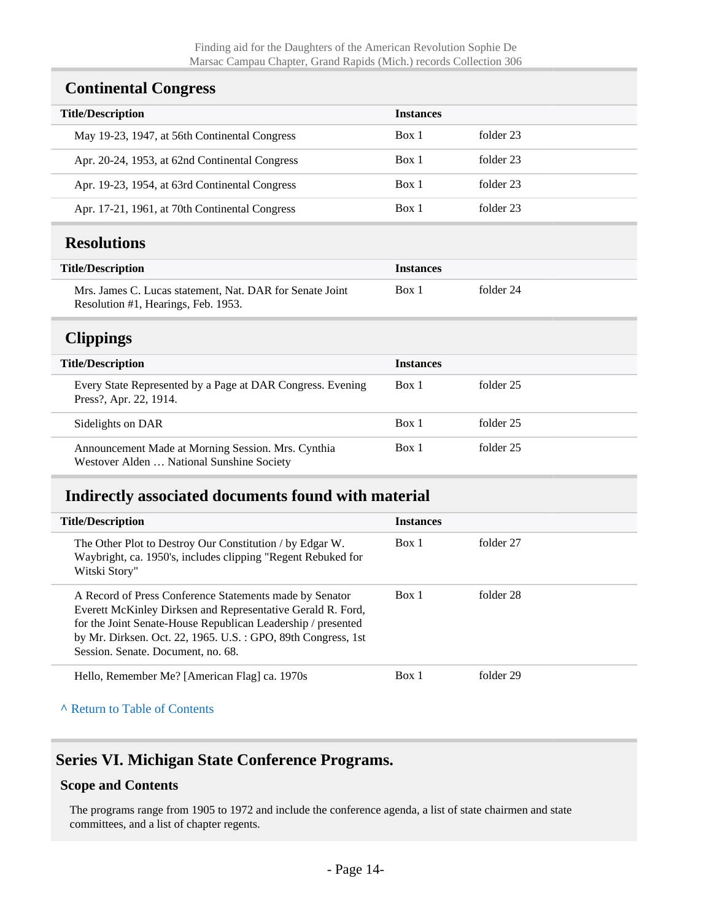## Continental Congress

| Title/Description | Instances | |
|---|---|---|
| May 19-23, 1947, at 56th Continental Congress | Box 1 | folder 23 |
| Apr. 20-24, 1953, at 62nd Continental Congress | Box 1 | folder 23 |
| Apr. 19-23, 1954, at 63rd Continental Congress | Box 1 | folder 23 |
| Apr. 17-21, 1961, at 70th Continental Congress | Box 1 | folder 23 |

## Resolutions

| Title/Description | Instances | |
|---|---|---|
| Mrs. James C. Lucas statement, Nat. DAR for Senate Joint Resolution #1, Hearings, Feb. 1953. | Box 1 | folder 24 |

## Clippings

| Title/Description | Instances | |
|---|---|---|
| Every State Represented by a Page at DAR Congress. Evening Press?, Apr. 22, 1914. | Box 1 | folder 25 |
| Sidelights on DAR | Box 1 | folder 25 |
| Announcement Made at Morning Session. Mrs. Cynthia Westover Alden … National Sunshine Society | Box 1 | folder 25 |

## Indirectly associated documents found with material

| Title/Description | Instances | |
|---|---|---|
| The Other Plot to Destroy Our Constitution / by Edgar W. Waybright, ca. 1950's, includes clipping "Regent Rebuked for Witski Story" | Box 1 | folder 27 |
| A Record of Press Conference Statements made by Senator Everett McKinley Dirksen and Representative Gerald R. Ford, for the Joint Senate-House Republican Leadership / presented by Mr. Dirksen. Oct. 22, 1965. U.S. : GPO, 89th Congress, 1st Session. Senate. Document, no. 68. | Box 1 | folder 28 |
| Hello, Remember Me? [American Flag] ca. 1970s | Box 1 | folder 29 |

^ Return to Table of Contents

# Series VI. Michigan State Conference Programs.

### Scope and Contents

The programs range from 1905 to 1972 and include the conference agenda, a list of state chairmen and state committees, and a list of chapter regents.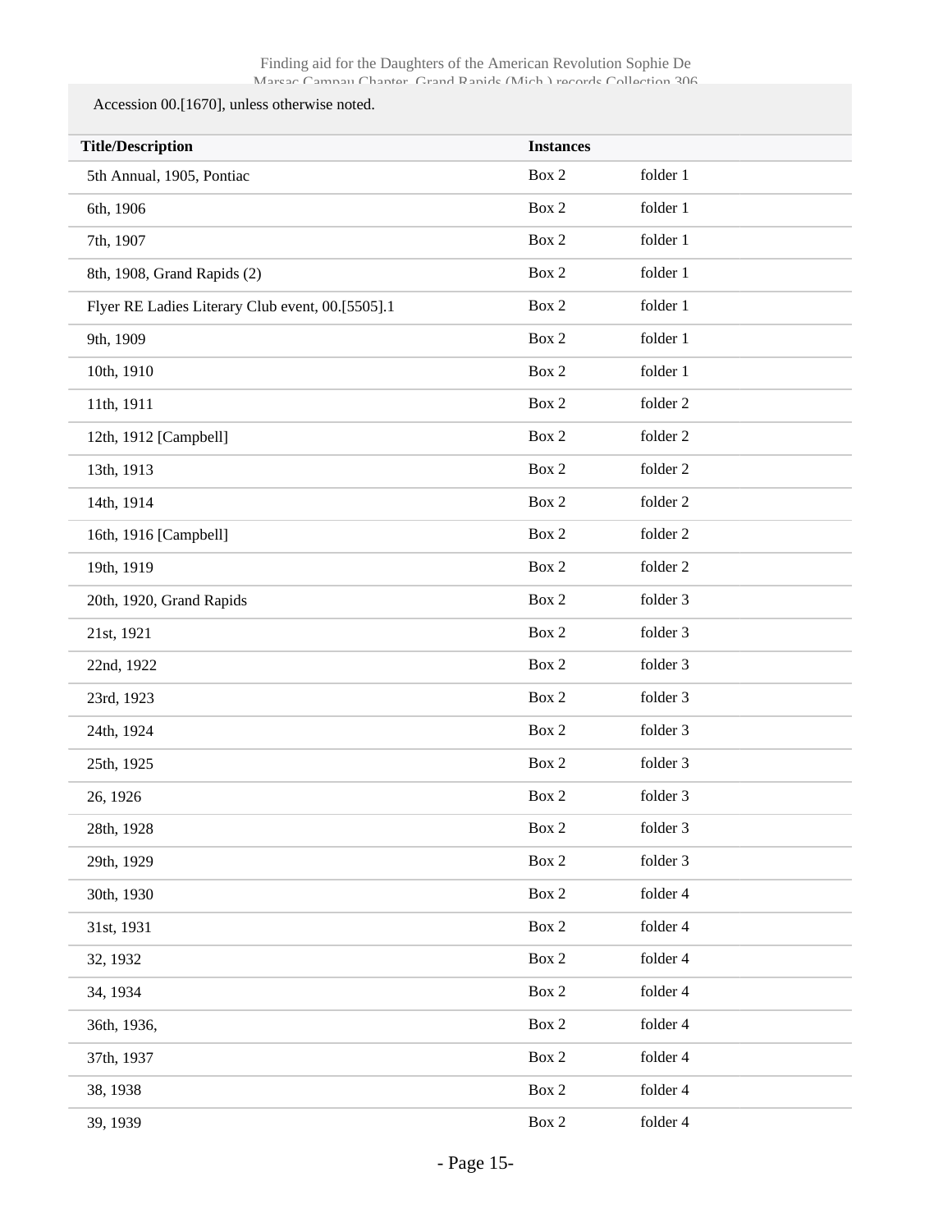Accession 00.[1670], unless otherwise noted.

| Title/Description | Instances | |
|---|---|---|
| 5th Annual, 1905, Pontiac | Box 2 | folder 1 |
| 6th, 1906 | Box 2 | folder 1 |
| 7th, 1907 | Box 2 | folder 1 |
| 8th, 1908, Grand Rapids (2) | Box 2 | folder 1 |
| Flyer RE Ladies Literary Club event, 00.[5505].1 | Box 2 | folder 1 |
| 9th, 1909 | Box 2 | folder 1 |
| 10th, 1910 | Box 2 | folder 1 |
| 11th, 1911 | Box 2 | folder 2 |
| 12th, 1912 [Campbell] | Box 2 | folder 2 |
| 13th, 1913 | Box 2 | folder 2 |
| 14th, 1914 | Box 2 | folder 2 |
| 16th, 1916 [Campbell] | Box 2 | folder 2 |
| 19th, 1919 | Box 2 | folder 2 |
| 20th, 1920, Grand Rapids | Box 2 | folder 3 |
| 21st, 1921 | Box 2 | folder 3 |
| 22nd, 1922 | Box 2 | folder 3 |
| 23rd, 1923 | Box 2 | folder 3 |
| 24th, 1924 | Box 2 | folder 3 |
| 25th, 1925 | Box 2 | folder 3 |
| 26, 1926 | Box 2 | folder 3 |
| 28th, 1928 | Box 2 | folder 3 |
| 29th, 1929 | Box 2 | folder 3 |
| 30th, 1930 | Box 2 | folder 4 |
| 31st, 1931 | Box 2 | folder 4 |
| 32, 1932 | Box 2 | folder 4 |
| 34, 1934 | Box 2 | folder 4 |
| 36th, 1936, | Box 2 | folder 4 |
| 37th, 1937 | Box 2 | folder 4 |
| 38, 1938 | Box 2 | folder 4 |
| 39, 1939 | Box 2 | folder 4 |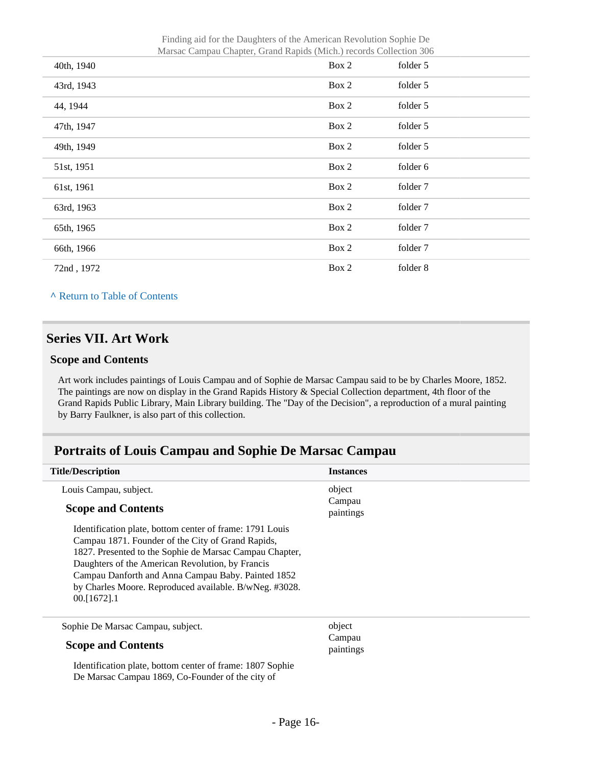| | | |
|---|---|---|
| 40th, 1940 | Box 2 | folder 5 |
| 43rd, 1943 | Box 2 | folder 5 |
| 44, 1944 | Box 2 | folder 5 |
| 47th, 1947 | Box 2 | folder 5 |
| 49th, 1949 | Box 2 | folder 5 |
| 51st, 1951 | Box 2 | folder 6 |
| 61st, 1961 | Box 2 | folder 7 |
| 63rd, 1963 | Box 2 | folder 7 |
| 65th, 1965 | Box 2 | folder 7 |
| 66th, 1966 | Box 2 | folder 7 |
| 72nd , 1972 | Box 2 | folder 8 |

^ Return to Table of Contents

## Series VII. Art Work

### Scope and Contents

Art work includes paintings of Louis Campau and of Sophie de Marsac Campau said to be by Charles Moore, 1852. The paintings are now on display in the Grand Rapids History & Special Collection department, 4th floor of the Grand Rapids Public Library, Main Library building. The "Day of the Decision", a reproduction of a mural painting by Barry Faulkner, is also part of this collection.

## Portraits of Louis Campau and Sophie De Marsac Campau

| Title/Description | Instances |
|---|---|
| Louis Campau, subject.<br><br>**Scope and Contents**<br><br>Identification plate, bottom center of frame: 1791 Louis Campau 1871. Founder of the City of Grand Rapids, 1827. Presented to the Sophie de Marsac Campau Chapter, Daughters of the American Revolution, by Francis Campau Danforth and Anna Campau Baby. Painted 1852 by Charles Moore. Reproduced available. B/wNeg. #3028. 00.[1672].1 | object Campau paintings |
| Sophie De Marsac Campau, subject.<br><br>**Scope and Contents**<br><br>Identification plate, bottom center of frame: 1807 Sophie De Marsac Campau 1869, Co-Founder of the city of | object Campau paintings |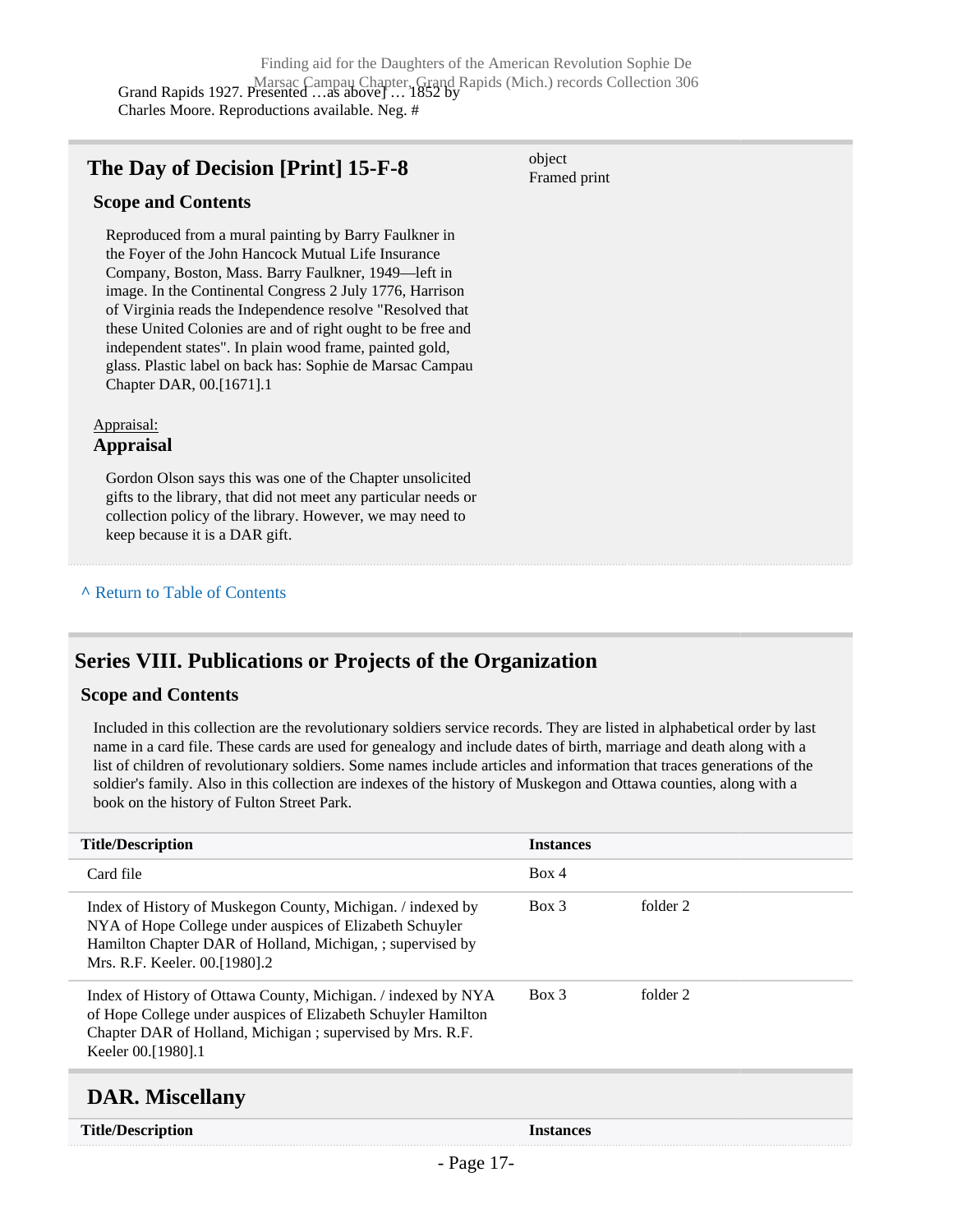Grand Rapids 1927. Presented …as above] … 1852 by Charles Moore. Reproductions available. Neg. #

## The Day of Decision [Print] 15-F-8

object
Framed print

### Scope and Contents

Reproduced from a mural painting by Barry Faulkner in the Foyer of the John Hancock Mutual Life Insurance Company, Boston, Mass. Barry Faulkner, 1949—left in image. In the Continental Congress 2 July 1776, Harrison of Virginia reads the Independence resolve "Resolved that these United Colonies are and of right ought to be free and independent states". In plain wood frame, painted gold, glass. Plastic label on back has: Sophie de Marsac Campau Chapter DAR, 00.[1671].1

Appraisal:

### Appraisal

Gordon Olson says this was one of the Chapter unsolicited gifts to the library, that did not meet any particular needs or collection policy of the library. However, we may need to keep because it is a DAR gift.

^ Return to Table of Contents

## Series VIII. Publications or Projects of the Organization

### Scope and Contents

Included in this collection are the revolutionary soldiers service records. They are listed in alphabetical order by last name in a card file. These cards are used for genealogy and include dates of birth, marriage and death along with a list of children of revolutionary soldiers. Some names include articles and information that traces generations of the soldier's family. Also in this collection are indexes of the history of Muskegon and Ottawa counties, along with a book on the history of Fulton Street Park.

| Title/Description | Instances | |
|---|---|---|
| Card file | Box 4 | |
| Index of History of Muskegon County, Michigan. / indexed by NYA of Hope College under auspices of Elizabeth Schuyler Hamilton Chapter DAR of Holland, Michigan, ; supervised by Mrs. R.F. Keeler. 00.[1980].2 | Box 3 | folder 2 |
| Index of History of Ottawa County, Michigan. / indexed by NYA of Hope College under auspices of Elizabeth Schuyler Hamilton Chapter DAR of Holland, Michigan ; supervised by Mrs. R.F. Keeler 00.[1980].1 | Box 3 | folder 2 |

## DAR. Miscellany

| Title/Description | Instances |
|---|---|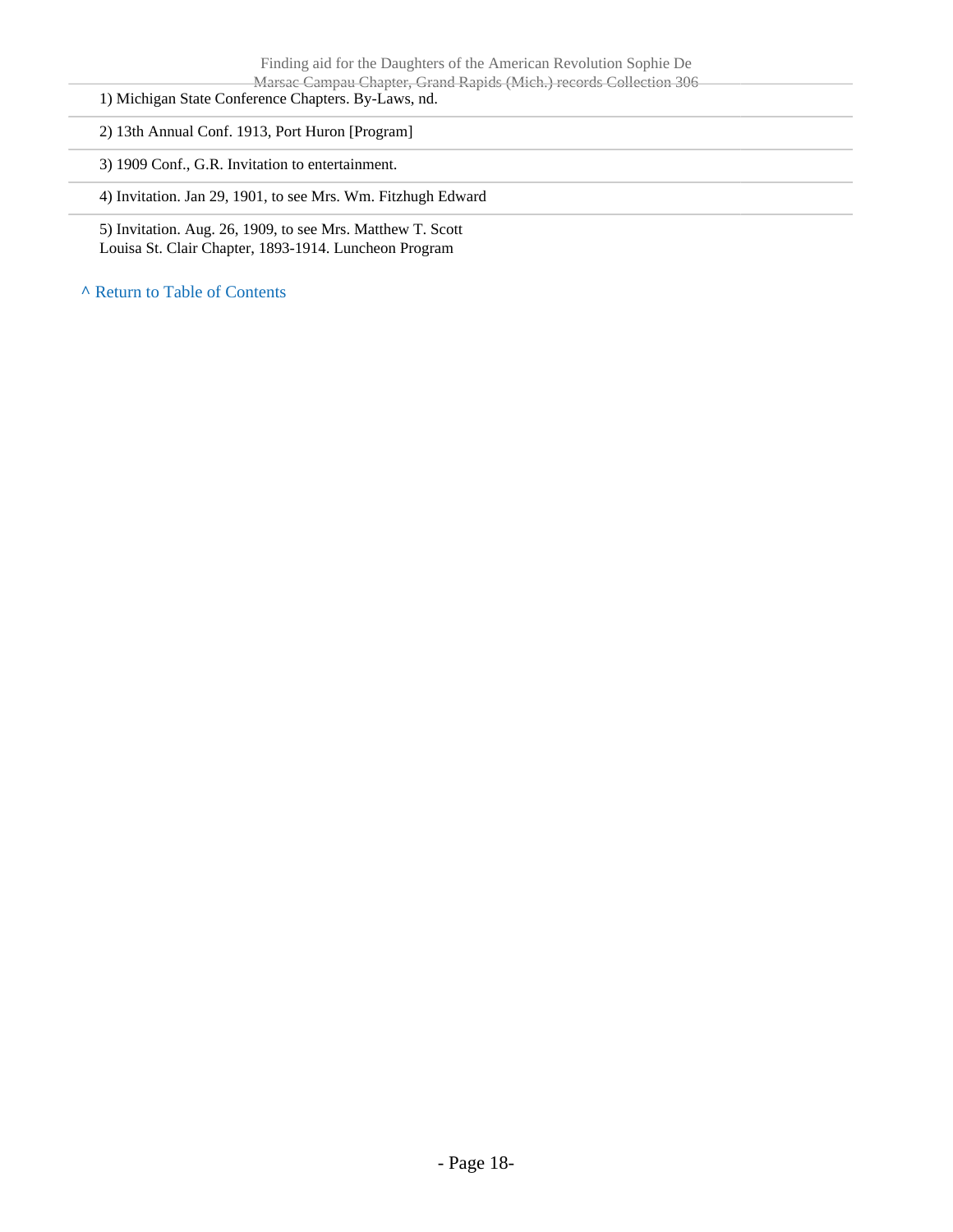1) Michigan State Conference Chapters. By-Laws, nd.

2) 13th Annual Conf. 1913, Port Huron [Program]

3) 1909 Conf., G.R. Invitation to entertainment.

4) Invitation. Jan 29, 1901, to see Mrs. Wm. Fitzhugh Edward

5) Invitation. Aug. 26, 1909, to see Mrs. Matthew T. Scott
Louisa St. Clair Chapter, 1893-1914. Luncheon Program

^ Return to Table of Contents